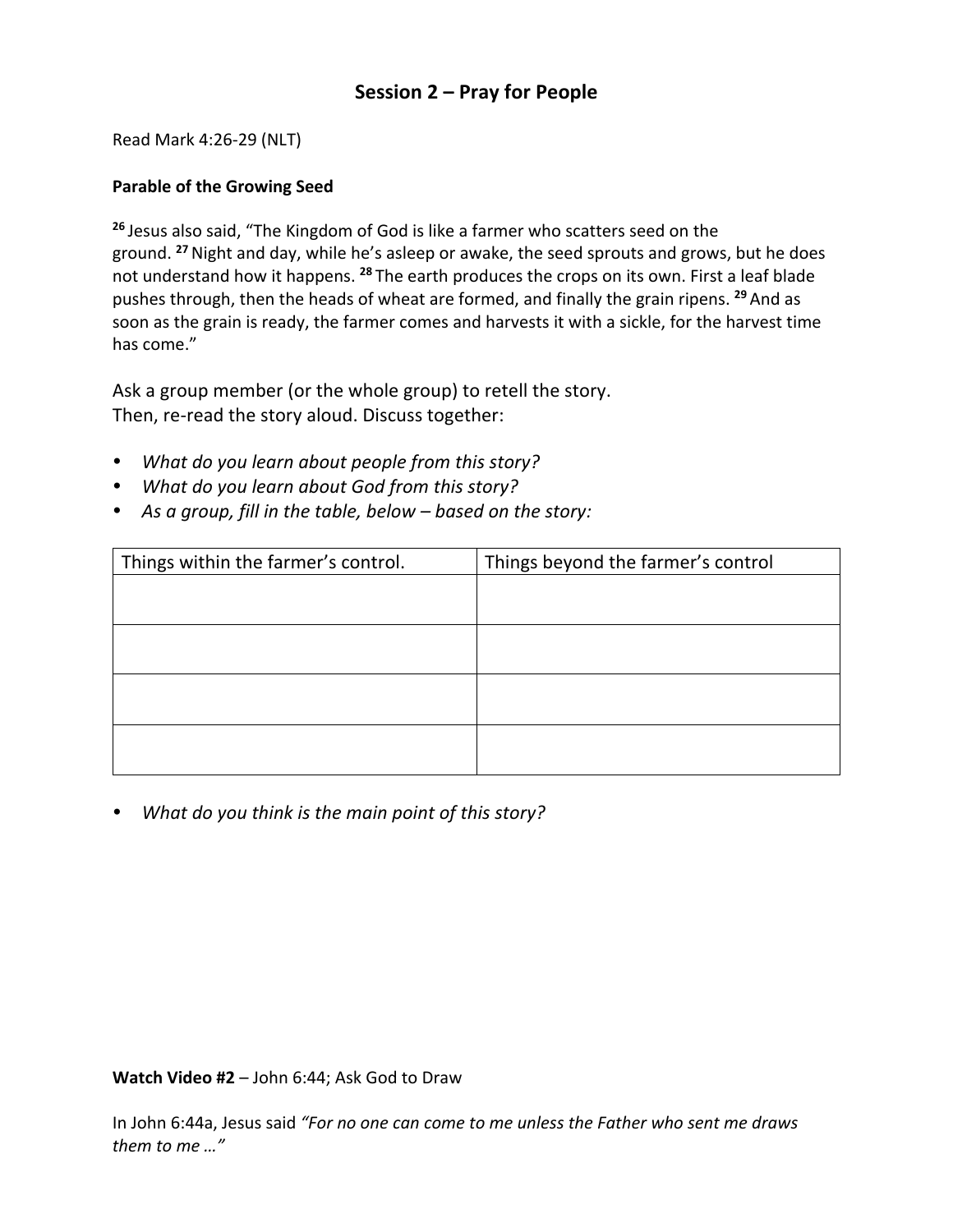# Session 2 – Pray for People

Read Mark 4:26-29 (NLT)

**Parable of the Growing Seed**

[26] Jesus also said, "The Kingdom of God is like a farmer who scatters seed on the ground. [27] Night and day, while he's asleep or awake, the seed sprouts and grows, but he does not understand how it happens. [28] The earth produces the crops on its own. First a leaf blade pushes through, then the heads of wheat are formed, and finally the grain ripens. [29] And as soon as the grain is ready, the farmer comes and harvests it with a sickle, for the harvest time has come."

Ask a group member (or the whole group) to retell the story.
Then, re-read the story aloud. Discuss together:

- *What do you learn about people from this story?*
- *What do you learn about God from this story?*
- *As a group, fill in the table, below – based on the story:*

| Things within the farmer's control. | Things beyond the farmer's control |
|---|---|
| | |
| | |
| | |
| | |

- *What do you think is the main point of this story?*

**Watch Video #2** – John 6:44; Ask God to Draw

In John 6:44a, Jesus said *"For no one can come to me unless the Father who sent me draws them to me …"*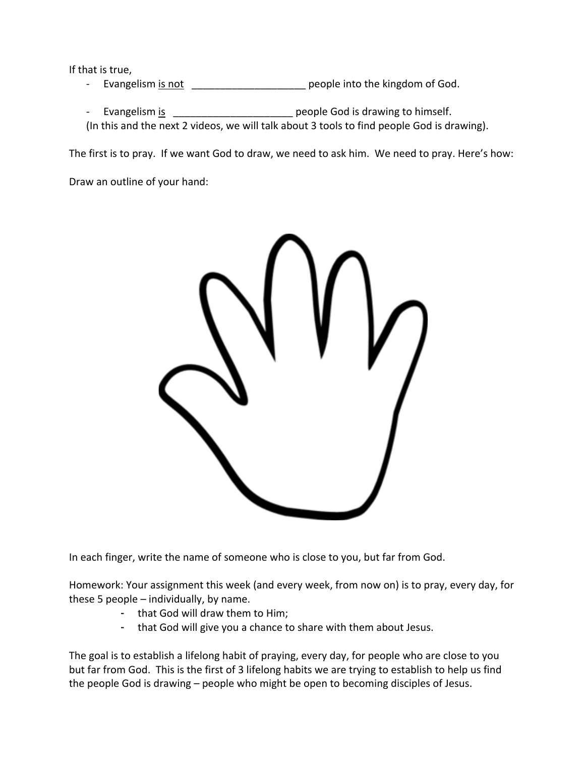If that is true,

- Evangelism <u>is not</u> ____________________ people into the kingdom of God.

- Evangelism <u>is</u> _____________________ people God is drawing to himself.

(In this and the next 2 videos, we will talk about 3 tools to find people God is drawing).

The first is to pray. If we want God to draw, we need to ask him. We need to pray. Here's how:

Draw an outline of your hand:

In each finger, write the name of someone who is close to you, but far from God.

Homework: Your assignment this week (and every week, from now on) is to pray, every day, for these 5 people – individually, by name.

- that God will draw them to Him;
- that God will give you a chance to share with them about Jesus.

The goal is to establish a lifelong habit of praying, every day, for people who are close to you but far from God. This is the first of 3 lifelong habits we are trying to establish to help us find the people God is drawing – people who might be open to becoming disciples of Jesus.